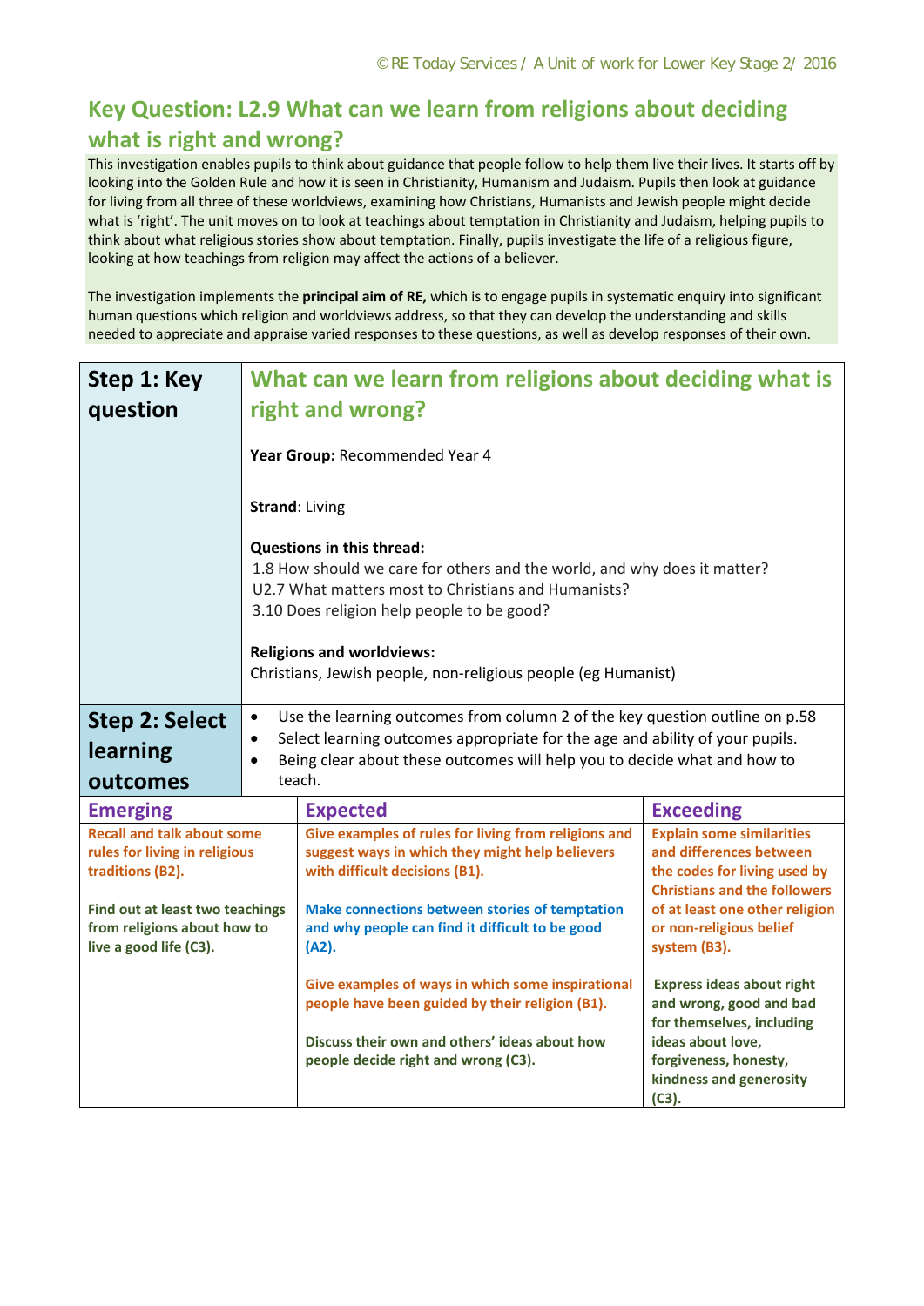# Key Question: L2.9 What can we learn from religions about deciding what is right and wrong?

This investigation enables pupils to think about guidance that people follow to help them live their lives. It starts off by looking into the Golden Rule and how it is seen in Christianity, Humanism and Judaism. Pupils then look at guidance for living from all three of these worldviews, examining how Christians, Humanists and Jewish people might decide what is 'right'. The unit moves on to look at teachings about temptation in Christianity and Judaism, helping pupils to think about what religious stories show about temptation. Finally, pupils investigate the life of a religious figure, looking at how teachings from religion may affect the actions of a believer.

The investigation implements the **principal aim of RE,** which is to engage pupils in systematic enquiry into significant human questions which religion and worldviews address, so that they can develop the understanding and skills needed to appreciate and appraise varied responses to these questions, as well as develop responses of their own.

| **Step 1: Key question** | **What can we learn from religions about deciding what is right and wrong?**<br><br>**Year Group:** Recommended Year 4<br><br>**Strand**: Living<br><br>**Questions in this thread:**<br>1.8 How should we care for others and the world, and why does it matter?<br>U2.7 What matters most to Christians and Humanists?<br>3.10 Does religion help people to be good?<br><br>**Religions and worldviews:**<br>Christians, Jewish people, non-religious people (eg Humanist) |
|---|---|
| **Step 2: Select learning outcomes** | • Use the learning outcomes from column 2 of the key question outline on p.58<br>• Select learning outcomes appropriate for the age and ability of your pupils.<br>• Being clear about these outcomes will help you to decide what and how to teach. |

| **Emerging** | **Expected** | **Exceeding** |
|---|---|---|
| **Recall and talk about some rules for living in religious traditions (B2).**<br><br>**Find out at least two teachings from religions about how to live a good life (C3).** | **Give examples of rules for living from religions and suggest ways in which they might help believers with difficult decisions (B1).**<br><br>**Make connections between stories of temptation and why people can find it difficult to be good (A2).**<br><br>**Give examples of ways in which some inspirational people have been guided by their religion (B1).**<br><br>**Discuss their own and others' ideas about how people decide right and wrong (C3).** | **Explain some similarities and differences between the codes for living used by Christians and the followers of at least one other religion or non-religious belief system (B3).**<br><br>**Express ideas about right and wrong, good and bad for themselves, including ideas about love, forgiveness, honesty, kindness and generosity (C3).** |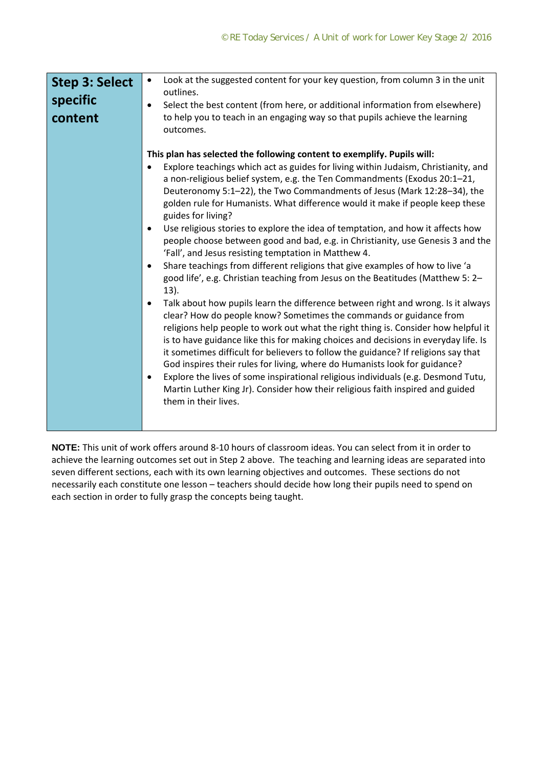| Step 3: Select specific content | |
|---|---|
| **Step 3: Select specific content** | • Look at the suggested content for your key question, from column 3 in the unit outlines.<br>• Select the best content (from here, or additional information from elsewhere) to help you to teach in an engaging way so that pupils achieve the learning outcomes.<br><br>**This plan has selected the following content to exemplify. Pupils will:**<br>• Explore teachings which act as guides for living within Judaism, Christianity, and a non-religious belief system, e.g. the Ten Commandments (Exodus 20:1–21, Deuteronomy 5:1–22), the Two Commandments of Jesus (Mark 12:28–34), the golden rule for Humanists. What difference would it make if people keep these guides for living?<br>• Use religious stories to explore the idea of temptation, and how it affects how people choose between good and bad, e.g. in Christianity, use Genesis 3 and the 'Fall', and Jesus resisting temptation in Matthew 4.<br>• Share teachings from different religions that give examples of how to live 'a good life', e.g. Christian teaching from Jesus on the Beatitudes (Matthew 5: 2–13).<br>• Talk about how pupils learn the difference between right and wrong. Is it always clear? How do people know? Sometimes the commands or guidance from religions help people to work out what the right thing is. Consider how helpful it is to have guidance like this for making choices and decisions in everyday life. Is it sometimes difficult for believers to follow the guidance? If religions say that God inspires their rules for living, where do Humanists look for guidance?<br>• Explore the lives of some inspirational religious individuals (e.g. Desmond Tutu, Martin Luther King Jr). Consider how their religious faith inspired and guided them in their lives. |

**NOTE:** This unit of work offers around 8-10 hours of classroom ideas. You can select from it in order to achieve the learning outcomes set out in Step 2 above. The teaching and learning ideas are separated into seven different sections, each with its own learning objectives and outcomes. These sections do not necessarily each constitute one lesson – teachers should decide how long their pupils need to spend on each section in order to fully grasp the concepts being taught.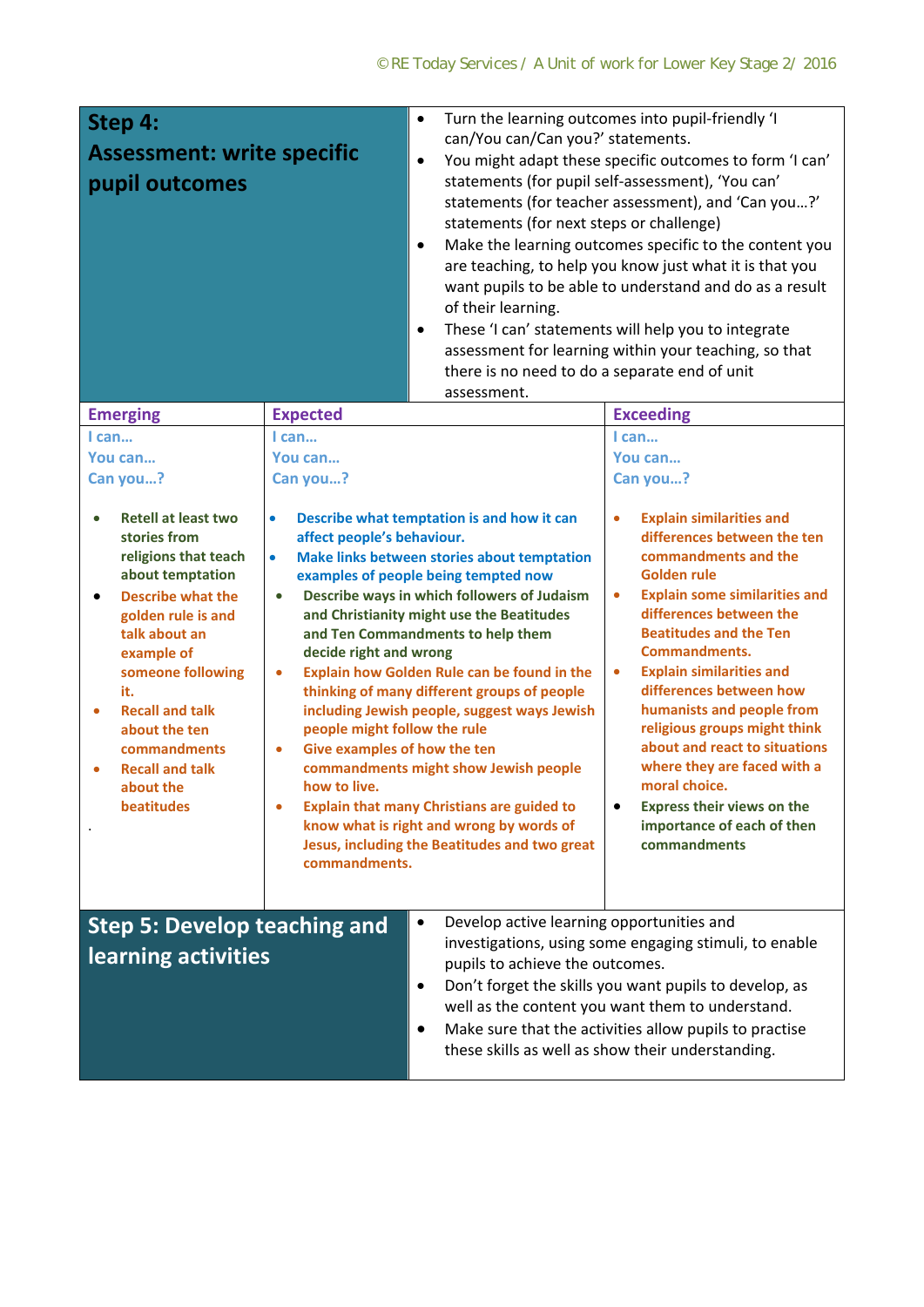## Step 4: Assessment: write specific pupil outcomes

- Turn the learning outcomes into pupil-friendly 'I can/You can/Can you?' statements.
- You might adapt these specific outcomes to form 'I can' statements (for pupil self-assessment), 'You can' statements (for teacher assessment), and 'Can you…?' statements (for next steps or challenge)
- Make the learning outcomes specific to the content you are teaching, to help you know just what it is that you want pupils to be able to understand and do as a result of their learning.
- These 'I can' statements will help you to integrate assessment for learning within your teaching, so that there is no need to do a separate end of unit assessment.

| Emerging | Expected | Exceeding |
|---|---|---|
| I can…<br>You can…<br>Can you…?<br><br>• Retell at least two stories from religions that teach about temptation<br>• Describe what the golden rule is and talk about an example of someone following it.<br>• Recall and talk about the ten commandments<br>• Recall and talk about the beatitudes<br>. | I can…<br>You can…<br>Can you…?<br><br>• Describe what temptation is and how it can affect people's behaviour.<br>• Make links between stories about temptation examples of people being tempted now<br>• Describe ways in which followers of Judaism and Christianity might use the Beatitudes and Ten Commandments to help them decide right and wrong<br>• Explain how Golden Rule can be found in the thinking of many different groups of people including Jewish people, suggest ways Jewish people might follow the rule<br>• Give examples of how the ten commandments might show Jewish people how to live.<br>• Explain that many Christians are guided to know what is right and wrong by words of Jesus, including the Beatitudes and two great commandments. | I can…<br>You can…<br>Can you…?<br><br>• Explain similarities and differences between the ten commandments and the Golden rule<br>• Explain some similarities and differences between the Beatitudes and the Ten Commandments.<br>• Explain similarities and differences between how humanists and people from religious groups might think about and react to situations where they are faced with a moral choice.<br>• Express their views on the importance of each of then commandments |

## Step 5: Develop teaching and learning activities

- Develop active learning opportunities and investigations, using some engaging stimuli, to enable pupils to achieve the outcomes.
- Don't forget the skills you want pupils to develop, as well as the content you want them to understand.
- Make sure that the activities allow pupils to practise these skills as well as show their understanding.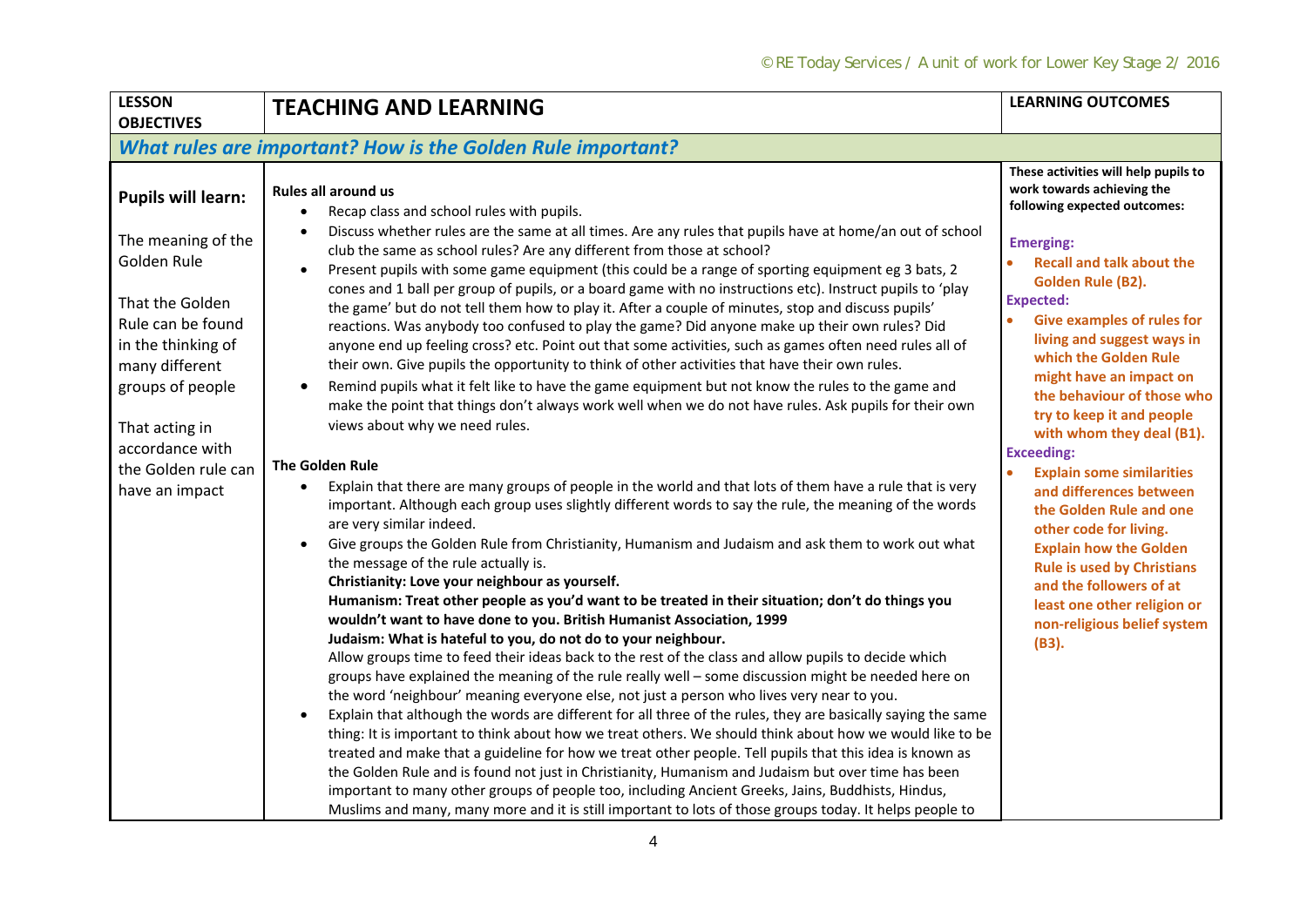| LESSON OBJECTIVES | TEACHING AND LEARNING | LEARNING OUTCOMES |
|---|---|---|
| ***What rules are important? How is the Golden Rule important?*** | | |
| **Pupils will learn:**<br><br>The meaning of the Golden Rule<br><br>That the Golden Rule can be found in the thinking of many different groups of people<br><br>That acting in accordance with the Golden rule can have an impact | **Rules all around us**<br>• Recap class and school rules with pupils.<br>• Discuss whether rules are the same at all times. Are any rules that pupils have at home/an out of school club the same as school rules? Are any different from those at school?<br>• Present pupils with some game equipment (this could be a range of sporting equipment eg 3 bats, 2 cones and 1 ball per group of pupils, or a board game with no instructions etc). Instruct pupils to 'play the game' but do not tell them how to play it. After a couple of minutes, stop and discuss pupils' reactions. Was anybody too confused to play the game? Did anyone make up their own rules? Did anyone end up feeling cross? etc. Point out that some activities, such as games often need rules all of their own. Give pupils the opportunity to think of other activities that have their own rules.<br>• Remind pupils what it felt like to have the game equipment but not know the rules to the game and make the point that things don't always work well when we do not have rules. Ask pupils for their own views about why we need rules.<br><br>**The Golden Rule**<br>• Explain that there are many groups of people in the world and that lots of them have a rule that is very important. Although each group uses slightly different words to say the rule, the meaning of the words are very similar indeed.<br>• Give groups the Golden Rule from Christianity, Humanism and Judaism and ask them to work out what the message of the rule actually is.<br>**Christianity: Love your neighbour as yourself.**<br>**Humanism: Treat other people as you'd want to be treated in their situation; don't do things you wouldn't want to have done to you. British Humanist Association, 1999**<br>**Judaism: What is hateful to you, do not do to your neighbour.**<br>Allow groups time to feed their ideas back to the rest of the class and allow pupils to decide which groups have explained the meaning of the rule really well – some discussion might be needed here on the word 'neighbour' meaning everyone else, not just a person who lives very near to you.<br>• Explain that although the words are different for all three of the rules, they are basically saying the same thing: It is important to think about how we treat others. We should think about how we would like to be treated and make that a guideline for how we treat other people. Tell pupils that this idea is known as the Golden Rule and is found not just in Christianity, Humanism and Judaism but over time has been important to many other groups of people too, including Ancient Greeks, Jains, Buddhists, Hindus, Muslims and many, many more and it is still important to lots of those groups today. It helps people to | **These activities will help pupils to work towards achieving the following expected outcomes:**<br><br>**Emerging:**<br>• **Recall and talk about the Golden Rule (B2).**<br>**Expected:**<br>• **Give examples of rules for living and suggest ways in which the Golden Rule might have an impact on the behaviour of those who try to keep it and people with whom they deal (B1).**<br>**Exceeding:**<br>• **Explain some similarities and differences between the Golden Rule and one other code for living. Explain how the Golden Rule is used by Christians and the followers of at least one other religion or non-religious belief system (B3).** |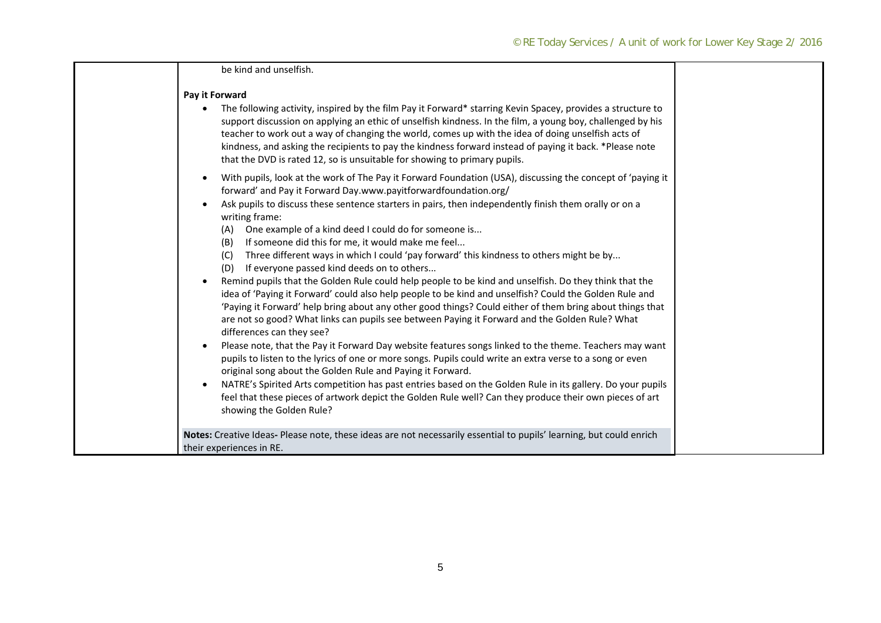be kind and unselfish.

**Pay it Forward**

- The following activity, inspired by the film Pay it Forward* starring Kevin Spacey, provides a structure to support discussion on applying an ethic of unselfish kindness. In the film, a young boy, challenged by his teacher to work out a way of changing the world, comes up with the idea of doing unselfish acts of kindness, and asking the recipients to pay the kindness forward instead of paying it back. *Please note that the DVD is rated 12, so is unsuitable for showing to primary pupils.

- With pupils, look at the work of The Pay it Forward Foundation (USA), discussing the concept of 'paying it forward' and Pay it Forward Day.www.payitforwardfoundation.org/
- Ask pupils to discuss these sentence starters in pairs, then independently finish them orally or on a writing frame:
  - (A) One example of a kind deed I could do for someone is...
  - (B) If someone did this for me, it would make me feel...
  - (C) Three different ways in which I could 'pay forward' this kindness to others might be by...
  - (D) If everyone passed kind deeds on to others...
- Remind pupils that the Golden Rule could help people to be kind and unselfish. Do they think that the idea of 'Paying it Forward' could also help people to be kind and unselfish? Could the Golden Rule and 'Paying it Forward' help bring about any other good things? Could either of them bring about things that are not so good? What links can pupils see between Paying it Forward and the Golden Rule? What differences can they see?
- Please note, that the Pay it Forward Day website features songs linked to the theme. Teachers may want pupils to listen to the lyrics of one or more songs. Pupils could write an extra verse to a song or even original song about the Golden Rule and Paying it Forward.
- NATRE's Spirited Arts competition has past entries based on the Golden Rule in its gallery. Do your pupils feel that these pieces of artwork depict the Golden Rule well? Can they produce their own pieces of art showing the Golden Rule?

**Notes:** Creative Ideas**-** Please note, these ideas are not necessarily essential to pupils' learning, but could enrich their experiences in RE.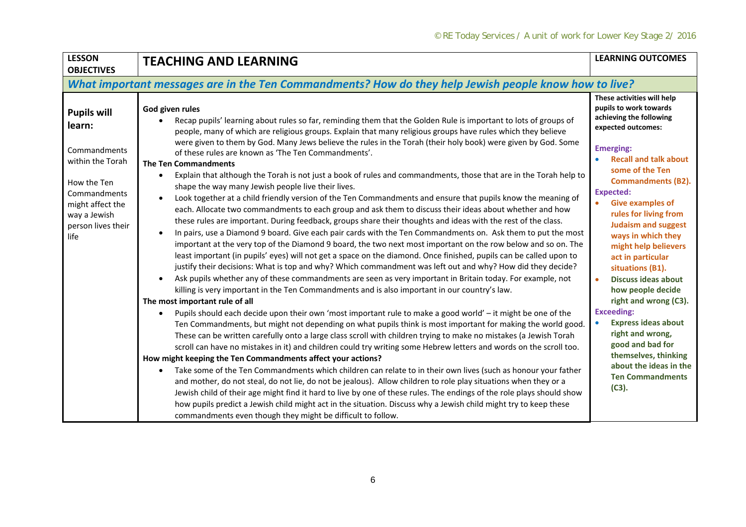| LESSON OBJECTIVES | TEACHING AND LEARNING | LEARNING OUTCOMES |
|---|---|---|
| ***What important messages are in the Ten Commandments? How do they help Jewish people know how to live?*** | | |
| **Pupils will learn:**<br><br>Commandments within the Torah<br><br>How the Ten Commandments might affect the way a Jewish person lives their life | **God given rules**<br>• Recap pupils' learning about rules so far, reminding them that the Golden Rule is important to lots of groups of people, many of which are religious groups. Explain that many religious groups have rules which they believe were given to them by God. Many Jews believe the rules in the Torah (their holy book) were given by God. Some of these rules are known as 'The Ten Commandments'.<br>**The Ten Commandments**<br>• Explain that although the Torah is not just a book of rules and commandments, those that are in the Torah help to shape the way many Jewish people live their lives.<br>• Look together at a child friendly version of the Ten Commandments and ensure that pupils know the meaning of each. Allocate two commandments to each group and ask them to discuss their ideas about whether and how these rules are important. During feedback, groups share their thoughts and ideas with the rest of the class.<br>• In pairs, use a Diamond 9 board. Give each pair cards with the Ten Commandments on. Ask them to put the most important at the very top of the Diamond 9 board, the two next most important on the row below and so on. The least important (in pupils' eyes) will not get a space on the diamond. Once finished, pupils can be called upon to justify their decisions: What is top and why? Which commandment was left out and why? How did they decide?<br>• Ask pupils whether any of these commandments are seen as very important in Britain today. For example, not killing is very important in the Ten Commandments and is also important in our country's law.<br>**The most important rule of all**<br>• Pupils should each decide upon their own 'most important rule to make a good world' – it might be one of the Ten Commandments, but might not depending on what pupils think is most important for making the world good. These can be written carefully onto a large class scroll with children trying to make no mistakes (a Jewish Torah scroll can have no mistakes in it) and children could try writing some Hebrew letters and words on the scroll too.<br>**How might keeping the Ten Commandments affect your actions?**<br>• Take some of the Ten Commandments which children can relate to in their own lives (such as honour your father and mother, do not steal, do not lie, do not be jealous). Allow children to role play situations when they or a Jewish child of their age might find it hard to live by one of these rules. The endings of the role plays should show how pupils predict a Jewish child might act in the situation. Discuss why a Jewish child might try to keep these commandments even though they might be difficult to follow. | **These activities will help pupils to work towards achieving the following expected outcomes:**<br><br>**Emerging:**<br>• **Recall and talk about some of the Ten Commandments (B2).**<br>**Expected:**<br>• **Give examples of rules for living from Judaism and suggest ways in which they might help believers act in particular situations (B1).**<br>• **Discuss ideas about how people decide right and wrong (C3).**<br>**Exceeding:**<br>• **Express ideas about right and wrong, good and bad for themselves, thinking about the ideas in the Ten Commandments (C3).** |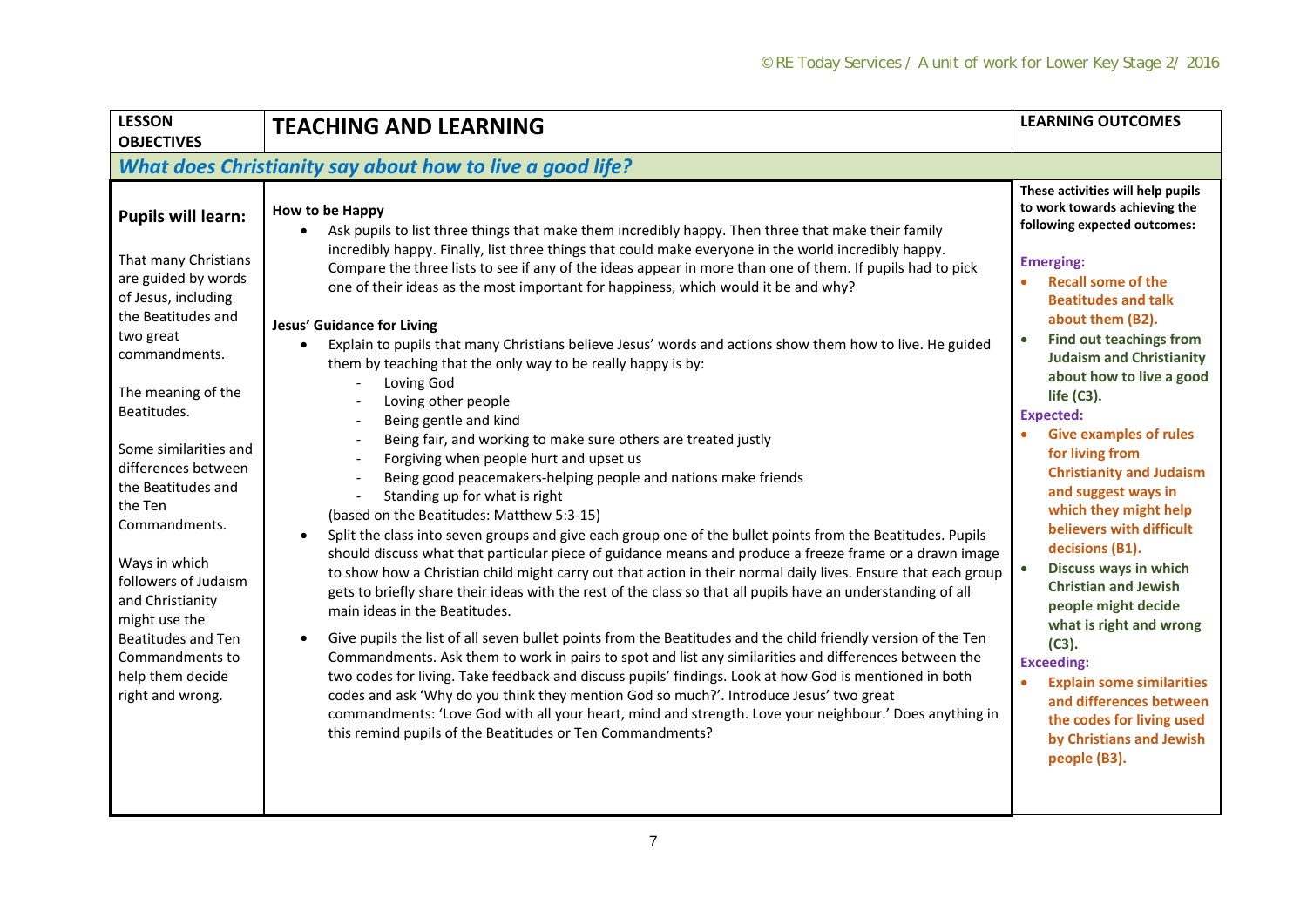| LESSON OBJECTIVES | TEACHING AND LEARNING | LEARNING OUTCOMES |
|---|---|---|
| ***What does Christianity say about how to live a good life?*** | | |
| **Pupils will learn:**<br><br>That many Christians are guided by words of Jesus, including the Beatitudes and two great commandments.<br><br>The meaning of the Beatitudes.<br><br>Some similarities and differences between the Beatitudes and the Ten Commandments.<br><br>Ways in which followers of Judaism and Christianity might use the Beatitudes and Ten Commandments to help them decide right and wrong. | **How to be Happy**<br>• Ask pupils to list three things that make them incredibly happy. Then three that make their family incredibly happy. Finally, list three things that could make everyone in the world incredibly happy. Compare the three lists to see if any of the ideas appear in more than one of them. If pupils had to pick one of their ideas as the most important for happiness, which would it be and why?<br><br>**Jesus' Guidance for Living**<br>• Explain to pupils that many Christians believe Jesus' words and actions show them how to live. He guided them by teaching that the only way to be really happy is by:<br>- Loving God<br>- Loving other people<br>- Being gentle and kind<br>- Being fair, and working to make sure others are treated justly<br>- Forgiving when people hurt and upset us<br>- Being good peacemakers-helping people and nations make friends<br>- Standing up for what is right<br>(based on the Beatitudes: Matthew 5:3-15)<br>• Split the class into seven groups and give each group one of the bullet points from the Beatitudes. Pupils should discuss what that particular piece of guidance means and produce a freeze frame or a drawn image to show how a Christian child might carry out that action in their normal daily lives. Ensure that each group gets to briefly share their ideas with the rest of the class so that all pupils have an understanding of all main ideas in the Beatitudes.<br>• Give pupils the list of all seven bullet points from the Beatitudes and the child friendly version of the Ten Commandments. Ask them to work in pairs to spot and list any similarities and differences between the two codes for living. Take feedback and discuss pupils' findings. Look at how God is mentioned in both codes and ask 'Why do you think they mention God so much?'. Introduce Jesus' two great commandments: 'Love God with all your heart, mind and strength. Love your neighbour.' Does anything in this remind pupils of the Beatitudes or Ten Commandments? | **These activities will help pupils to work towards achieving the following expected outcomes:**<br><br>**Emerging:**<br>• **Recall some of the Beatitudes and talk about them (B2).**<br>• **Find out teachings from Judaism and Christianity about how to live a good life (C3).**<br>**Expected:**<br>• **Give examples of rules for living from Christianity and Judaism and suggest ways in which they might help believers with difficult decisions (B1).**<br>• **Discuss ways in which Christian and Jewish people might decide what is right and wrong (C3).**<br>**Exceeding:**<br>• **Explain some similarities and differences between the codes for living used by Christians and Jewish people (B3).** |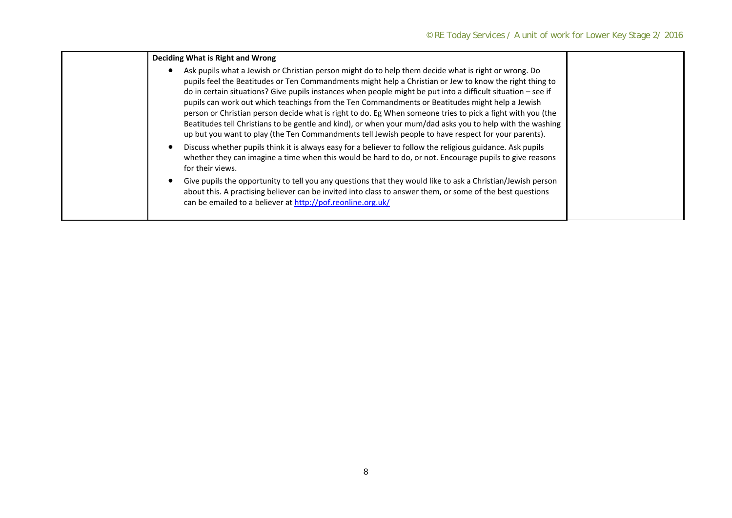| | **Deciding What is Right and Wrong**<br>• Ask pupils what a Jewish or Christian person might do to help them decide what is right or wrong. Do pupils feel the Beatitudes or Ten Commandments might help a Christian or Jew to know the right thing to do in certain situations? Give pupils instances when people might be put into a difficult situation – see if pupils can work out which teachings from the Ten Commandments or Beatitudes might help a Jewish person or Christian person decide what is right to do. Eg When someone tries to pick a fight with you (the Beatitudes tell Christians to be gentle and kind), or when your mum/dad asks you to help with the washing up but you want to play (the Ten Commandments tell Jewish people to have respect for your parents).<br>• Discuss whether pupils think it is always easy for a believer to follow the religious guidance. Ask pupils whether they can imagine a time when this would be hard to do, or not. Encourage pupils to give reasons for their views.<br>• Give pupils the opportunity to tell you any questions that they would like to ask a Christian/Jewish person about this. A practising believer can be invited into class to answer them, or some of the best questions can be emailed to a believer at [http://pof.reonline.org.uk/](http://pof.reonline.org.uk/) | |
|---|---|---|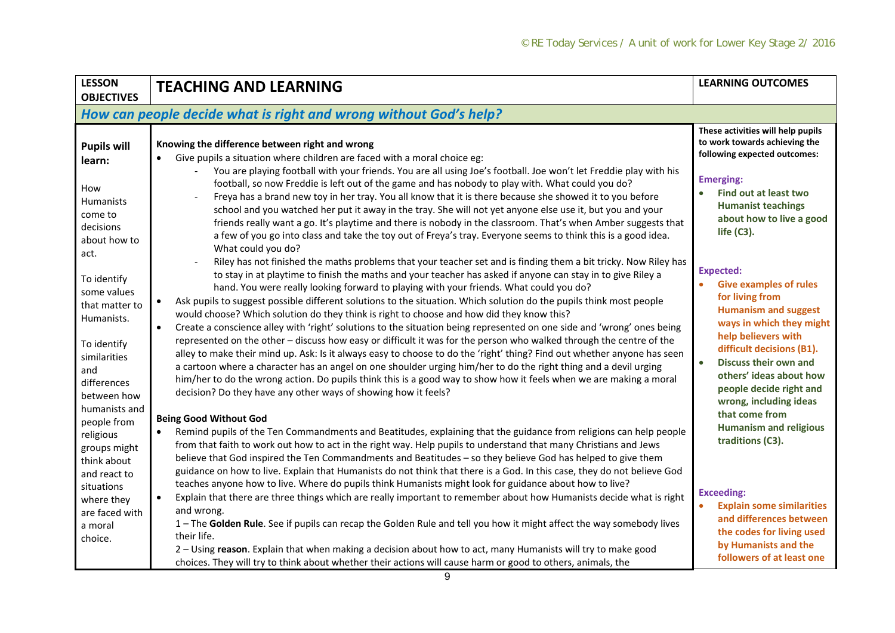| LESSON OBJECTIVES | TEACHING AND LEARNING | LEARNING OUTCOMES |
|---|---|---|
| ***How can people decide what is right and wrong without God's help?*** | | |
| **Pupils will learn:**<br><br>How Humanists come to decisions about how to act.<br><br>To identify some values that matter to Humanists.<br><br>To identify similarities and differences between how humanists and people from religious groups might think about and react to situations where they are faced with a moral choice. | **Knowing the difference between right and wrong**<br>• Give pupils a situation where children are faced with a moral choice eg:<br>- You are playing football with your friends. You are all using Joe's football. Joe won't let Freddie play with his football, so now Freddie is left out of the game and has nobody to play with. What could you do?<br>- Freya has a brand new toy in her tray. You all know that it is there because she showed it to you before school and you watched her put it away in the tray. She will not yet anyone else use it, but you and your friends really want a go. It's playtime and there is nobody in the classroom. That's when Amber suggests that a few of you go into class and take the toy out of Freya's tray. Everyone seems to think this is a good idea. What could you do?<br>- Riley has not finished the maths problems that your teacher set and is finding them a bit tricky. Now Riley has to stay in at playtime to finish the maths and your teacher has asked if anyone can stay in to give Riley a hand. You were really looking forward to playing with your friends. What could you do?<br>• Ask pupils to suggest possible different solutions to the situation. Which solution do the pupils think most people would choose? Which solution do they think is right to choose and how did they know this?<br>• Create a conscience alley with 'right' solutions to the situation being represented on one side and 'wrong' ones being represented on the other – discuss how easy or difficult it was for the person who walked through the centre of the alley to make their mind up. Ask: Is it always easy to choose to do the 'right' thing? Find out whether anyone has seen a cartoon where a character has an angel on one shoulder urging him/her to do the right thing and a devil urging him/her to do the wrong action. Do pupils think this is a good way to show how it feels when we are making a moral decision? Do they have any other ways of showing how it feels?<br><br>**Being Good Without God**<br>• Remind pupils of the Ten Commandments and Beatitudes, explaining that the guidance from religions can help people from that faith to work out how to act in the right way. Help pupils to understand that many Christians and Jews believe that God inspired the Ten Commandments and Beatitudes – so they believe God has helped to give them guidance on how to live. Explain that Humanists do not think that there is a God. In this case, they do not believe God teaches anyone how to live. Where do pupils think Humanists might look for guidance about how to live?<br>• Explain that there are three things which are really important to remember about how Humanists decide what is right and wrong.<br>1 – The **Golden Rule**. See if pupils can recap the Golden Rule and tell you how it might affect the way somebody lives their life.<br>2 – Using **reason**. Explain that when making a decision about how to act, many Humanists will try to make good choices. They will try to think about whether their actions will cause harm or good to others, animals, the | **These activities will help pupils to work towards achieving the following expected outcomes:**<br><br>**Emerging:**<br>• **Find out at least two Humanist teachings about how to live a good life (C3).**<br><br>**Expected:**<br>• **Give examples of rules for living from Humanism and suggest ways in which they might help believers with difficult decisions (B1).**<br>• **Discuss their own and others' ideas about how people decide right and wrong, including ideas that come from Humanism and religious traditions (C3).**<br><br>**Exceeding:**<br>• **Explain some similarities and differences between the codes for living used by Humanists and the followers of at least one** |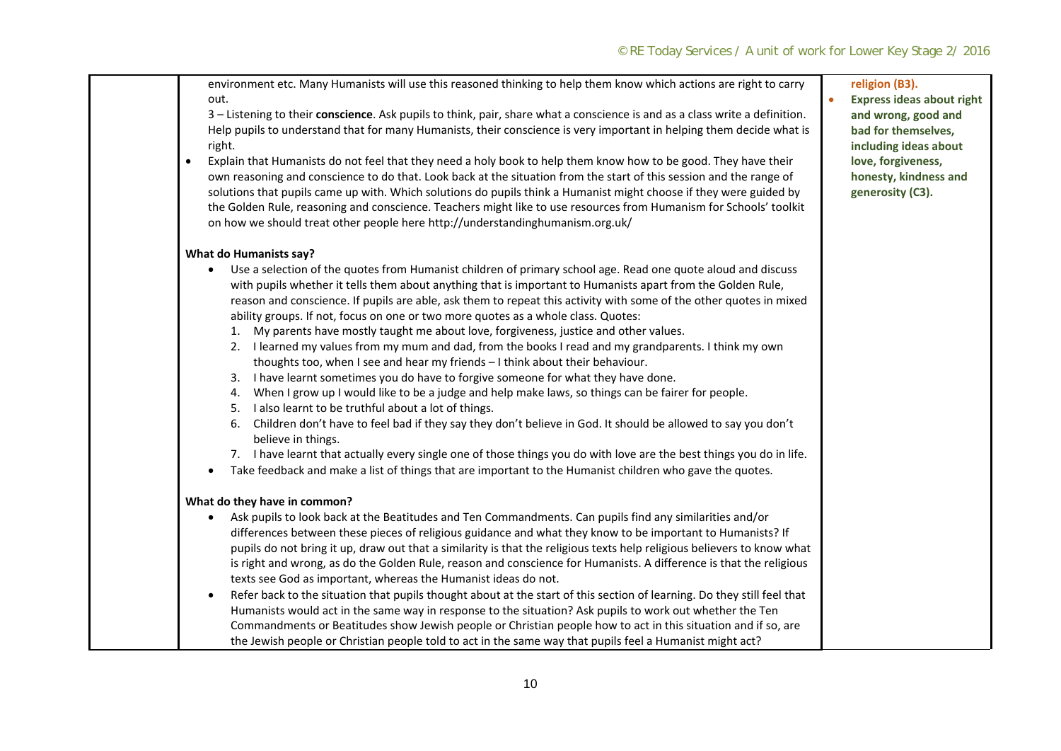| | | |
|---|---|---|
| | environment etc. Many Humanists will use this reasoned thinking to help them know which actions are right to carry out.<br>3 – Listening to their **conscience**. Ask pupils to think, pair, share what a conscience is and as a class write a definition. Help pupils to understand that for many Humanists, their conscience is very important in helping them decide what is right.<br>• Explain that Humanists do not feel that they need a holy book to help them know how to be good. They have their own reasoning and conscience to do that. Look back at the situation from the start of this session and the range of solutions that pupils came up with. Which solutions do pupils think a Humanist might choose if they were guided by the Golden Rule, reasoning and conscience. Teachers might like to use resources from Humanism for Schools' toolkit on how we should treat other people here http://understandinghumanism.org.uk/<br><br>**What do Humanists say?**<br>• Use a selection of the quotes from Humanist children of primary school age. Read one quote aloud and discuss with pupils whether it tells them about anything that is important to Humanists apart from the Golden Rule, reason and conscience. If pupils are able, ask them to repeat this activity with some of the other quotes in mixed ability groups. If not, focus on one or two more quotes as a whole class. Quotes:<br>1. My parents have mostly taught me about love, forgiveness, justice and other values.<br>2. I learned my values from my mum and dad, from the books I read and my grandparents. I think my own thoughts too, when I see and hear my friends – I think about their behaviour.<br>3. I have learnt sometimes you do have to forgive someone for what they have done.<br>4. When I grow up I would like to be a judge and help make laws, so things can be fairer for people.<br>5. I also learnt to be truthful about a lot of things.<br>6. Children don't have to feel bad if they say they don't believe in God. It should be allowed to say you don't believe in things.<br>7. I have learnt that actually every single one of those things you do with love are the best things you do in life.<br>• Take feedback and make a list of things that are important to the Humanist children who gave the quotes.<br><br>**What do they have in common?**<br>• Ask pupils to look back at the Beatitudes and Ten Commandments. Can pupils find any similarities and/or differences between these pieces of religious guidance and what they know to be important to Humanists? If pupils do not bring it up, draw out that a similarity is that the religious texts help religious believers to know what is right and wrong, as do the Golden Rule, reason and conscience for Humanists. A difference is that the religious texts see God as important, whereas the Humanist ideas do not.<br>• Refer back to the situation that pupils thought about at the start of this section of learning. Do they still feel that Humanists would act in the same way in response to the situation? Ask pupils to work out whether the Ten Commandments or Beatitudes show Jewish people or Christian people how to act in this situation and if so, are the Jewish people or Christian people told to act in the same way that pupils feel a Humanist might act? | **religion (B3).**<br>• **Express ideas about right and wrong, good and bad for themselves, including ideas about love, forgiveness, honesty, kindness and generosity (C3).** |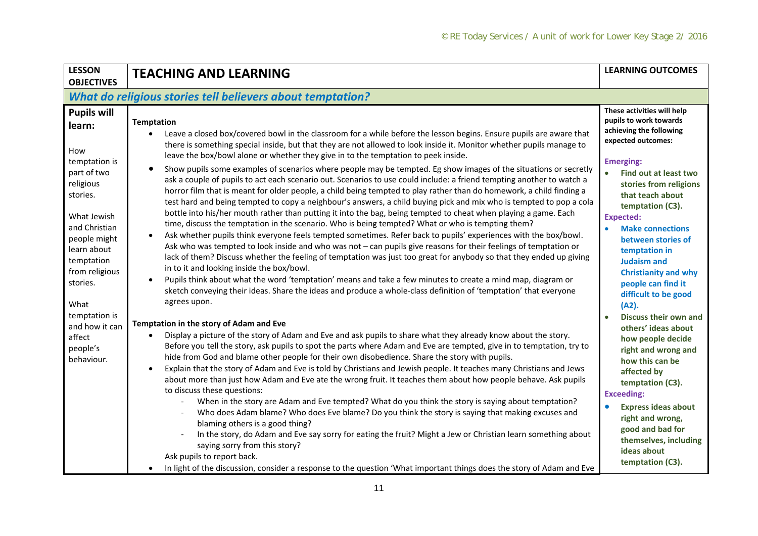| LESSON OBJECTIVES | TEACHING AND LEARNING | LEARNING OUTCOMES |
|---|---|---|
| ***What do religious stories tell believers about temptation?*** | | |
| **Pupils will learn:**<br><br>How temptation is part of two religious stories.<br><br>What Jewish and Christian people might learn about temptation from religious stories.<br><br>What temptation is and how it can affect people's behaviour. | **Temptation**<br>• Leave a closed box/covered bowl in the classroom for a while before the lesson begins. Ensure pupils are aware that there is something special inside, but that they are not allowed to look inside it. Monitor whether pupils manage to leave the box/bowl alone or whether they give in to the temptation to peek inside.<br>• Show pupils some examples of scenarios where people may be tempted. Eg show images of the situations or secretly ask a couple of pupils to act each scenario out. Scenarios to use could include: a friend tempting another to watch a horror film that is meant for older people, a child being tempted to play rather than do homework, a child finding a test hard and being tempted to copy a neighbour's answers, a child buying pick and mix who is tempted to pop a cola bottle into his/her mouth rather than putting it into the bag, being tempted to cheat when playing a game. Each time, discuss the temptation in the scenario. Who is being tempted? What or who is tempting them?<br>• Ask whether pupils think everyone feels tempted sometimes. Refer back to pupils' experiences with the box/bowl. Ask who was tempted to look inside and who was not – can pupils give reasons for their feelings of temptation or lack of them? Discuss whether the feeling of temptation was just too great for anybody so that they ended up giving in to it and looking inside the box/bowl.<br>• Pupils think about what the word 'temptation' means and take a few minutes to create a mind map, diagram or sketch conveying their ideas. Share the ideas and produce a whole-class definition of 'temptation' that everyone agrees upon.<br><br>**Temptation in the story of Adam and Eve**<br>• Display a picture of the story of Adam and Eve and ask pupils to share what they already know about the story. Before you tell the story, ask pupils to spot the parts where Adam and Eve are tempted, give in to temptation, try to hide from God and blame other people for their own disobedience. Share the story with pupils.<br>• Explain that the story of Adam and Eve is told by Christians and Jewish people. It teaches many Christians and Jews about more than just how Adam and Eve ate the wrong fruit. It teaches them about how people behave. Ask pupils to discuss these questions:<br>&nbsp;&nbsp;- When in the story are Adam and Eve tempted? What do you think the story is saying about temptation?<br>&nbsp;&nbsp;- Who does Adam blame? Who does Eve blame? Do you think the story is saying that making excuses and blaming others is a good thing?<br>&nbsp;&nbsp;- In the story, do Adam and Eve say sorry for eating the fruit? Might a Jew or Christian learn something about saying sorry from this story?<br>Ask pupils to report back.<br>• In light of the discussion, consider a response to the question 'What important things does the story of Adam and Eve | **These activities will help pupils to work towards achieving the following expected outcomes:**<br><br>**Emerging:**<br>• **Find out at least two stories from religions that teach about temptation (C3).**<br>**Expected:**<br>• **Make connections between stories of temptation in Judaism and Christianity and why people can find it difficult to be good (A2).**<br>• **Discuss their own and others' ideas about how people decide right and wrong and how this can be affected by temptation (C3).**<br>**Exceeding:**<br>• **Express ideas about right and wrong, good and bad for themselves, including ideas about temptation (C3).** |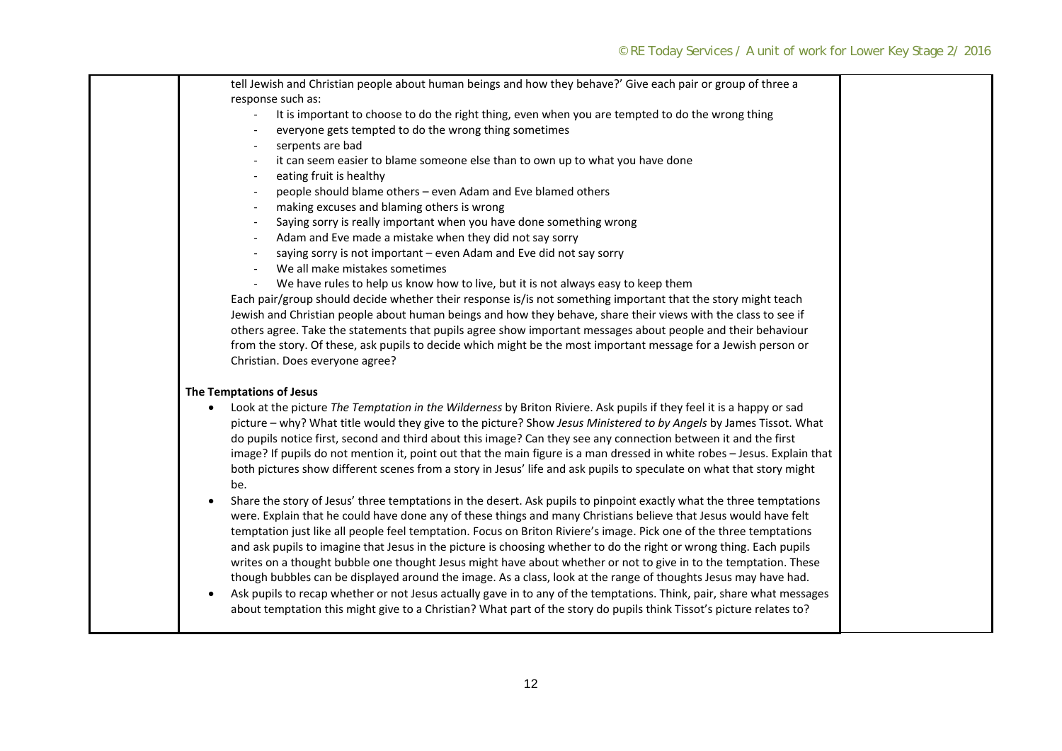tell Jewish and Christian people about human beings and how they behave?' Give each pair or group of three a response such as:

- It is important to choose to do the right thing, even when you are tempted to do the wrong thing
- everyone gets tempted to do the wrong thing sometimes
- serpents are bad
- it can seem easier to blame someone else than to own up to what you have done
- eating fruit is healthy
- people should blame others – even Adam and Eve blamed others
- making excuses and blaming others is wrong
- Saying sorry is really important when you have done something wrong
- Adam and Eve made a mistake when they did not say sorry
- saying sorry is not important – even Adam and Eve did not say sorry
- We all make mistakes sometimes
- We have rules to help us know how to live, but it is not always easy to keep them

Each pair/group should decide whether their response is/is not something important that the story might teach Jewish and Christian people about human beings and how they behave, share their views with the class to see if others agree. Take the statements that pupils agree show important messages about people and their behaviour from the story. Of these, ask pupils to decide which might be the most important message for a Jewish person or Christian. Does everyone agree?

**The Temptations of Jesus**

- Look at the picture *The Temptation in the Wilderness* by Briton Riviere. Ask pupils if they feel it is a happy or sad picture – why? What title would they give to the picture? Show *Jesus Ministered to by Angels* by James Tissot. What do pupils notice first, second and third about this image? Can they see any connection between it and the first image? If pupils do not mention it, point out that the main figure is a man dressed in white robes – Jesus. Explain that both pictures show different scenes from a story in Jesus' life and ask pupils to speculate on what that story might be.
- Share the story of Jesus' three temptations in the desert. Ask pupils to pinpoint exactly what the three temptations were. Explain that he could have done any of these things and many Christians believe that Jesus would have felt temptation just like all people feel temptation. Focus on Briton Riviere's image. Pick one of the three temptations and ask pupils to imagine that Jesus in the picture is choosing whether to do the right or wrong thing. Each pupils writes on a thought bubble one thought Jesus might have about whether or not to give in to the temptation. These though bubbles can be displayed around the image. As a class, look at the range of thoughts Jesus may have had.
- Ask pupils to recap whether or not Jesus actually gave in to any of the temptations. Think, pair, share what messages about temptation this might give to a Christian? What part of the story do pupils think Tissot's picture relates to?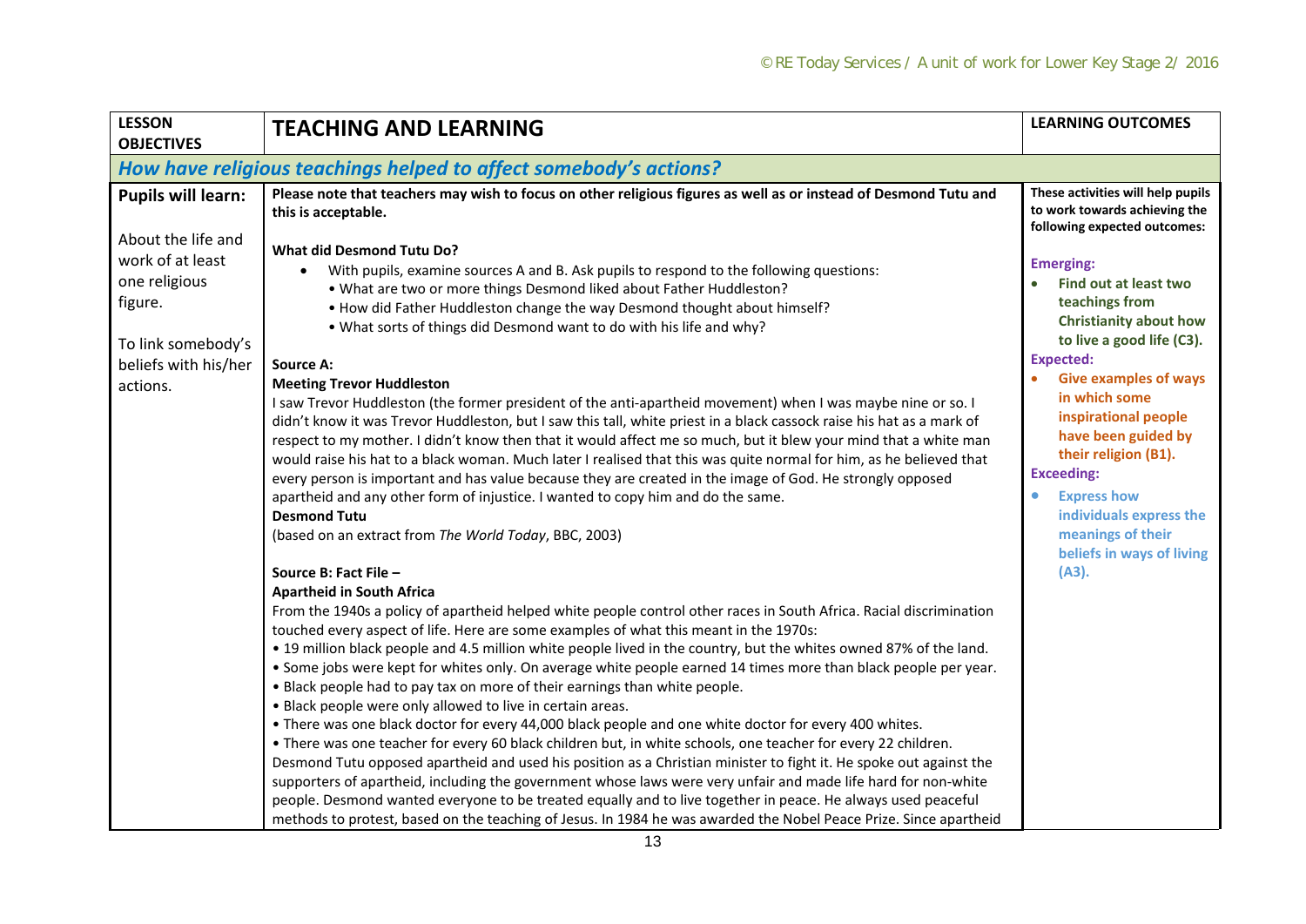| LESSON OBJECTIVES | TEACHING AND LEARNING | LEARNING OUTCOMES |
|---|---|---|
| ***How have religious teachings helped to affect somebody's actions?*** | | |
| **Pupils will learn:**<br><br>About the life and work of at least one religious figure.<br><br>To link somebody's beliefs with his/her actions. | **Please note that teachers may wish to focus on other religious figures as well as or instead of Desmond Tutu and this is acceptable.**<br><br>**What did Desmond Tutu Do?**<br>• With pupils, examine sources A and B. Ask pupils to respond to the following questions:<br>• What are two or more things Desmond liked about Father Huddleston?<br>• How did Father Huddleston change the way Desmond thought about himself?<br>• What sorts of things did Desmond want to do with his life and why?<br><br>**Source A:**<br>**Meeting Trevor Huddleston**<br>I saw Trevor Huddleston (the former president of the anti-apartheid movement) when I was maybe nine or so. I didn't know it was Trevor Huddleston, but I saw this tall, white priest in a black cassock raise his hat as a mark of respect to my mother. I didn't know then that it would affect me so much, but it blew your mind that a white man would raise his hat to a black woman. Much later I realised that this was quite normal for him, as he believed that every person is important and has value because they are created in the image of God. He strongly opposed apartheid and any other form of injustice. I wanted to copy him and do the same.<br>**Desmond Tutu**<br>(based on an extract from *The World Today*, BBC, 2003)<br><br>**Source B: Fact File –**<br>**Apartheid in South Africa**<br>From the 1940s a policy of apartheid helped white people control other races in South Africa. Racial discrimination touched every aspect of life. Here are some examples of what this meant in the 1970s:<br>• 19 million black people and 4.5 million white people lived in the country, but the whites owned 87% of the land.<br>• Some jobs were kept for whites only. On average white people earned 14 times more than black people per year.<br>• Black people had to pay tax on more of their earnings than white people.<br>• Black people were only allowed to live in certain areas.<br>• There was one black doctor for every 44,000 black people and one white doctor for every 400 whites.<br>• There was one teacher for every 60 black children but, in white schools, one teacher for every 22 children.<br>Desmond Tutu opposed apartheid and used his position as a Christian minister to fight it. He spoke out against the supporters of apartheid, including the government whose laws were very unfair and made life hard for non-white people. Desmond wanted everyone to be treated equally and to live together in peace. He always used peaceful methods to protest, based on the teaching of Jesus. In 1984 he was awarded the Nobel Peace Prize. Since apartheid | **These activities will help pupils to work towards achieving the following expected outcomes:**<br><br>**Emerging:**<br>• **Find out at least two teachings from Christianity about how to live a good life (C3).**<br>**Expected:**<br>• **Give examples of ways in which some inspirational people have been guided by their religion (B1).**<br>**Exceeding:**<br>• **Express how individuals express the meanings of their beliefs in ways of living (A3).** |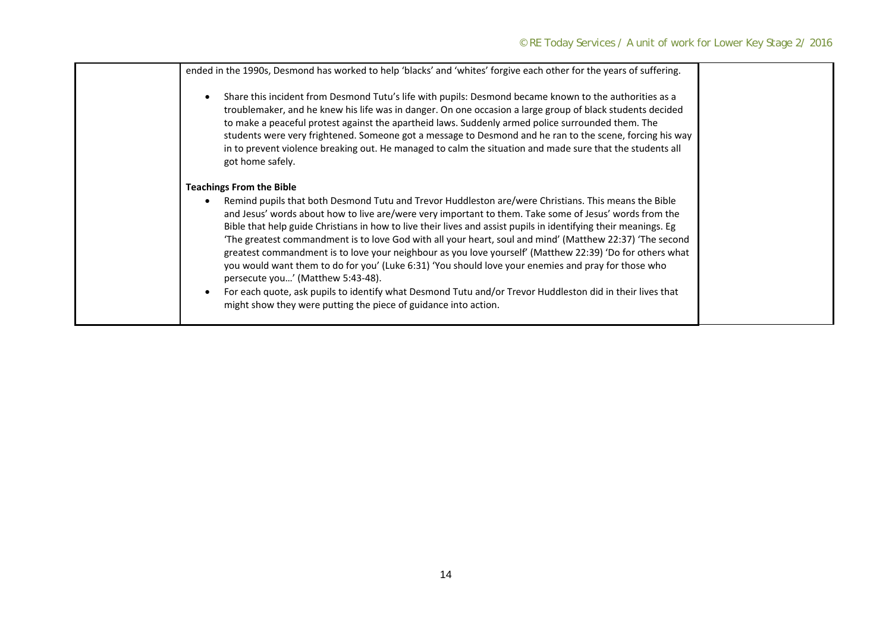| | | |
|---|---|---|
| | ended in the 1990s, Desmond has worked to help 'blacks' and 'whites' forgive each other for the years of suffering.<br><br>• Share this incident from Desmond Tutu's life with pupils: Desmond became known to the authorities as a troublemaker, and he knew his life was in danger. On one occasion a large group of black students decided to make a peaceful protest against the apartheid laws. Suddenly armed police surrounded them. The students were very frightened. Someone got a message to Desmond and he ran to the scene, forcing his way in to prevent violence breaking out. He managed to calm the situation and made sure that the students all got home safely.<br><br>**Teachings From the Bible**<br><br>• Remind pupils that both Desmond Tutu and Trevor Huddleston are/were Christians. This means the Bible and Jesus' words about how to live are/were very important to them. Take some of Jesus' words from the Bible that help guide Christians in how to live their lives and assist pupils in identifying their meanings. Eg 'The greatest commandment is to love God with all your heart, soul and mind' (Matthew 22:37) 'The second greatest commandment is to love your neighbour as you love yourself' (Matthew 22:39) 'Do for others what you would want them to do for you' (Luke 6:31) 'You should love your enemies and pray for those who persecute you…' (Matthew 5:43-48).<br>• For each quote, ask pupils to identify what Desmond Tutu and/or Trevor Huddleston did in their lives that might show they were putting the piece of guidance into action. | |